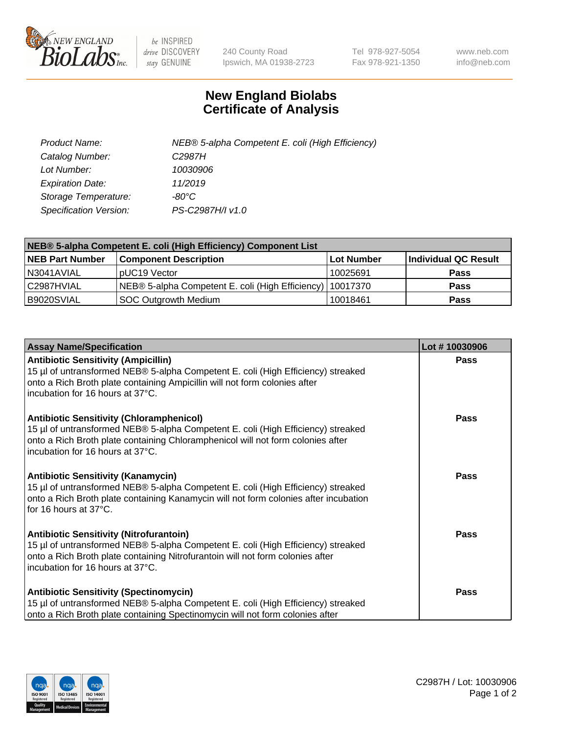# New England Biolabs
# Certificate of Analysis

| | |
|---|---|
| *Product Name:* | *NEB® 5-alpha Competent E. coli (High Efficiency)* |
| *Catalog Number:* | *C2987H* |
| *Lot Number:* | *10030906* |
| *Expiration Date:* | *11/2019* |
| *Storage Temperature:* | *-80°C* |
| *Specification Version:* | *PS-C2987H/I v1.0* |

| **NEB® 5-alpha Competent E. coli (High Efficiency) Component List** | | | |
|---|---|---|---|
| **NEB Part Number** | **Component Description** | **Lot Number** | **Individual QC Result** |
| N3041AVIAL | pUC19 Vector | 10025691 | **Pass** |
| C2987HVIAL | NEB® 5-alpha Competent E. coli (High Efficiency) | 10017370 | **Pass** |
| B9020SVIAL | SOC Outgrowth Medium | 10018461 | **Pass** |

| **Assay Name/Specification** | **Lot # 10030906** |
|---|---|
| **Antibiotic Sensitivity (Ampicillin)** 15 µl of untransformed NEB® 5-alpha Competent E. coli (High Efficiency) streaked onto a Rich Broth plate containing Ampicillin will not form colonies after incubation for 16 hours at 37°C. | **Pass** |
| **Antibiotic Sensitivity (Chloramphenicol)** 15 µl of untransformed NEB® 5-alpha Competent E. coli (High Efficiency) streaked onto a Rich Broth plate containing Chloramphenicol will not form colonies after incubation for 16 hours at 37°C. | **Pass** |
| **Antibiotic Sensitivity (Kanamycin)** 15 µl of untransformed NEB® 5-alpha Competent E. coli (High Efficiency) streaked onto a Rich Broth plate containing Kanamycin will not form colonies after incubation for 16 hours at 37°C. | **Pass** |
| **Antibiotic Sensitivity (Nitrofurantoin)** 15 µl of untransformed NEB® 5-alpha Competent E. coli (High Efficiency) streaked onto a Rich Broth plate containing Nitrofurantoin will not form colonies after incubation for 16 hours at 37°C. | **Pass** |
| **Antibiotic Sensitivity (Spectinomycin)** 15 µl of untransformed NEB® 5-alpha Competent E. coli (High Efficiency) streaked onto a Rich Broth plate containing Spectinomycin will not form colonies after | **Pass** |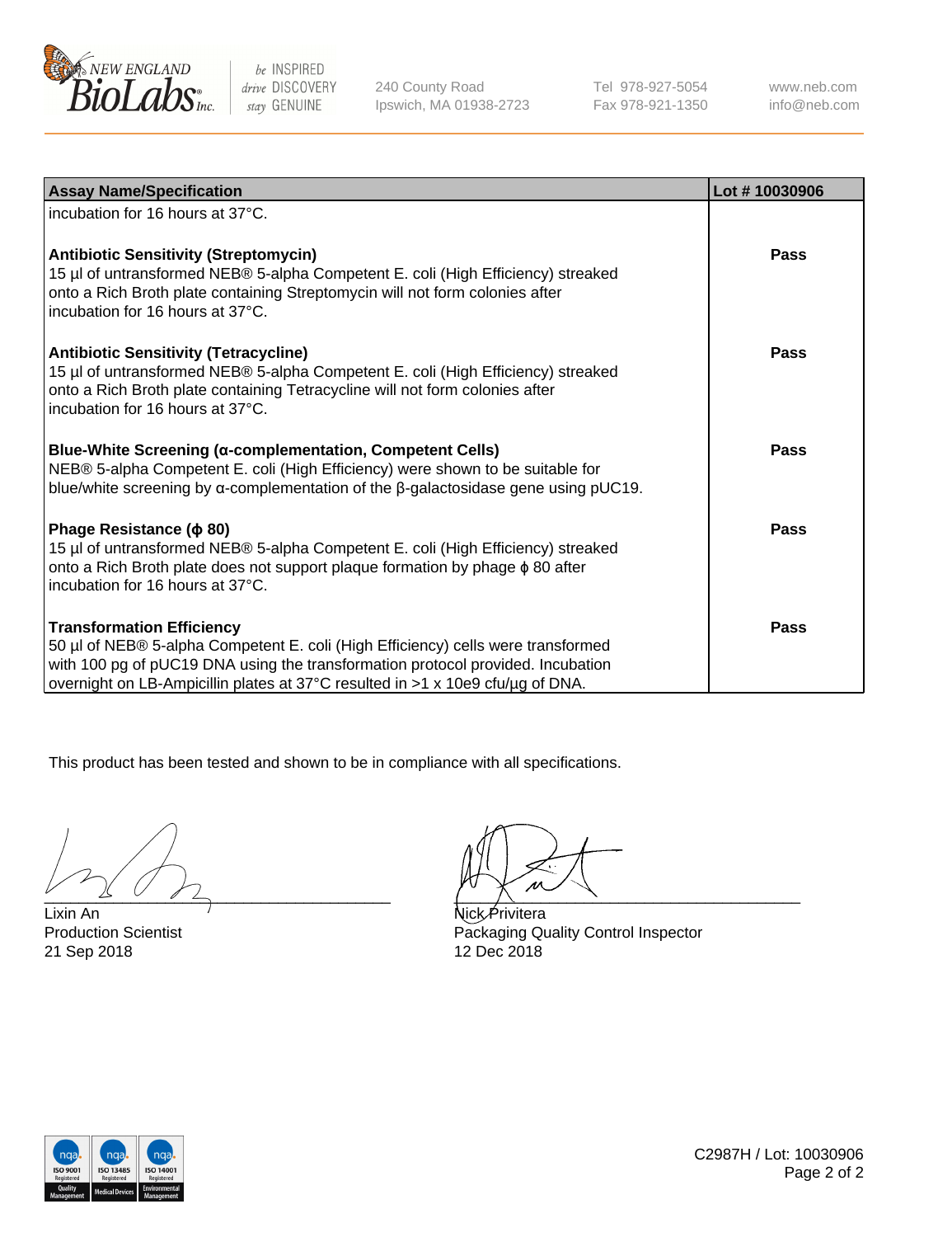New England BioLabs Inc. — be INSPIRED drive DISCOVERY stay GENUINE

240 County Road
Ipswich, MA 01938-2723

Tel 978-927-5054
Fax 978-921-1350

www.neb.com
info@neb.com

| Assay Name/Specification | Lot # 10030906 |
|---|---|
| incubation for 16 hours at 37°C. | |
| **Antibiotic Sensitivity (Streptomycin)**<br>15 µl of untransformed NEB® 5-alpha Competent E. coli (High Efficiency) streaked onto a Rich Broth plate containing Streptomycin will not form colonies after incubation for 16 hours at 37°C. | **Pass** |
| **Antibiotic Sensitivity (Tetracycline)**<br>15 µl of untransformed NEB® 5-alpha Competent E. coli (High Efficiency) streaked onto a Rich Broth plate containing Tetracycline will not form colonies after incubation for 16 hours at 37°C. | **Pass** |
| **Blue-White Screening (α-complementation, Competent Cells)**<br>NEB® 5-alpha Competent E. coli (High Efficiency) were shown to be suitable for blue/white screening by α-complementation of the β-galactosidase gene using pUC19. | **Pass** |
| **Phage Resistance (ϕ 80)**<br>15 µl of untransformed NEB® 5-alpha Competent E. coli (High Efficiency) streaked onto a Rich Broth plate does not support plaque formation by phage ϕ 80 after incubation for 16 hours at 37°C. | **Pass** |
| **Transformation Efficiency**<br>50 µl of NEB® 5-alpha Competent E. coli (High Efficiency) cells were transformed with 100 pg of pUC19 DNA using the transformation protocol provided. Incubation overnight on LB-Ampicillin plates at 37°C resulted in >1 x 10e9 cfu/µg of DNA. | **Pass** |

This product has been tested and shown to be in compliance with all specifications.

Lixin An
Production Scientist
21 Sep 2018

Nick Privitera
Packaging Quality Control Inspector
12 Dec 2018

ISO 9001 Registered Quality Management | ISO 13485 Registered Medical Devices | ISO 14001 Registered Environmental Management

C2987H / Lot: 10030906